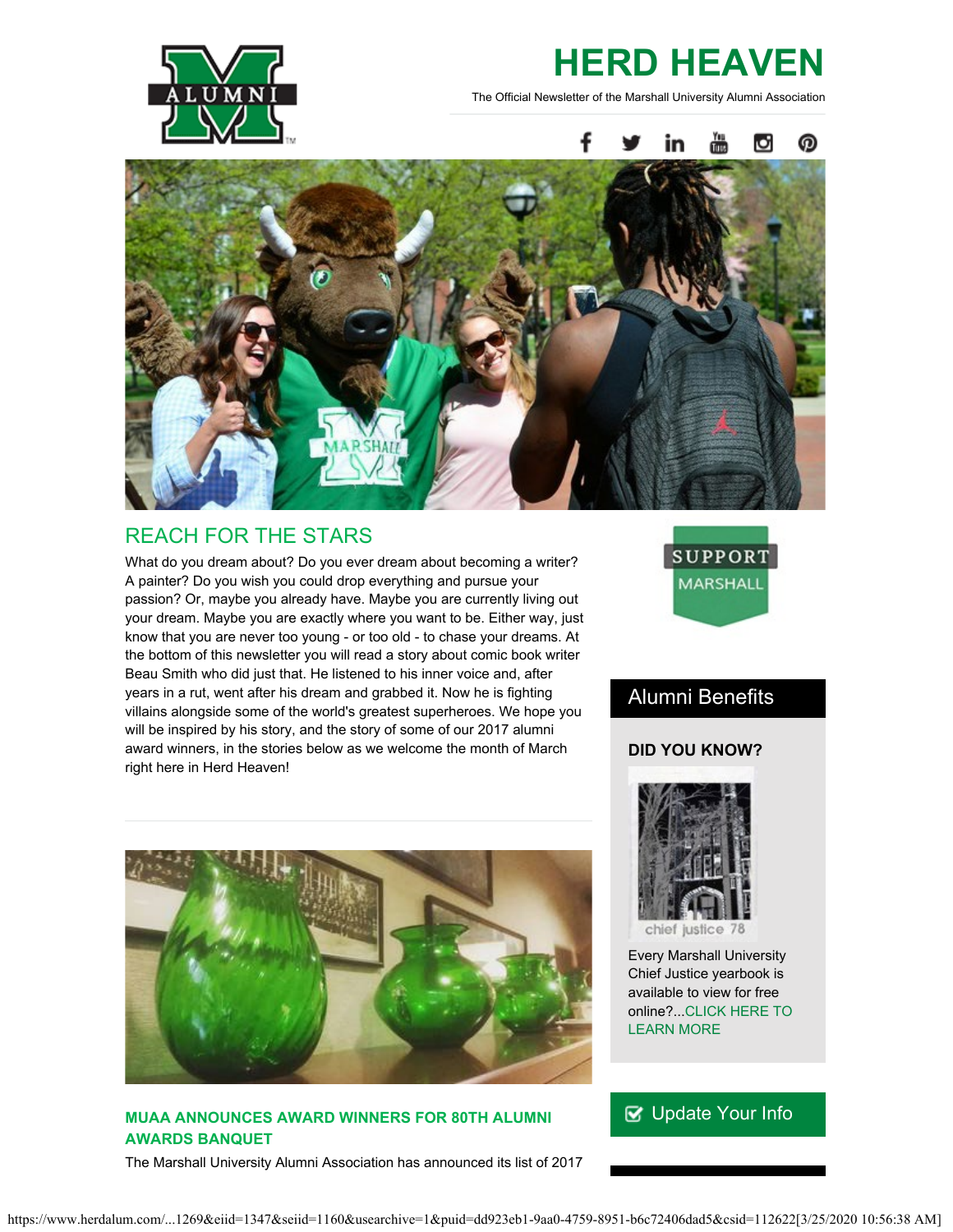# HERD HEAVEN

The Official Newsletter of the Marshall University Alumni Association

## REACH FOR THE STARS

What do you dream about? Do you ever dream about becoming a writer? A painter? Do you wish you could drop everything and pursue your passion? Or, maybe you already have. Maybe you are currently living out your dream. Maybe you are exactly where you want to be. Either way, just know that you are never too young - or too old - to chase your dreams. At the bottom of this newsletter you will read a story about comic book writer Beau Smith who did just that. He listened to his inner voice and, after years in a rut, went after his dream and grabbed it. Now he is fighting villains alongside some of the world's greatest superheroes. We hope you will be inspired by his story, and the story of some of our 2017 alumni award winners, in the stories below as we welcome the month of March right here in Herd Heaven!

### MUAA ANNOUNCES AWARD WINNERS FOR 80TH ALUMNI AWARDS BANQUET

The Marshall University Alumni Association has announced its list of 2017

SUPPORT MARSHALL

## Alumni Benefits

**DID YOU KNOW?**

chief justice 78

Every Marshall University Chief Justice yearbook is available to view for free online?...CLICK HERE TO LEARN MORE

Update Your Info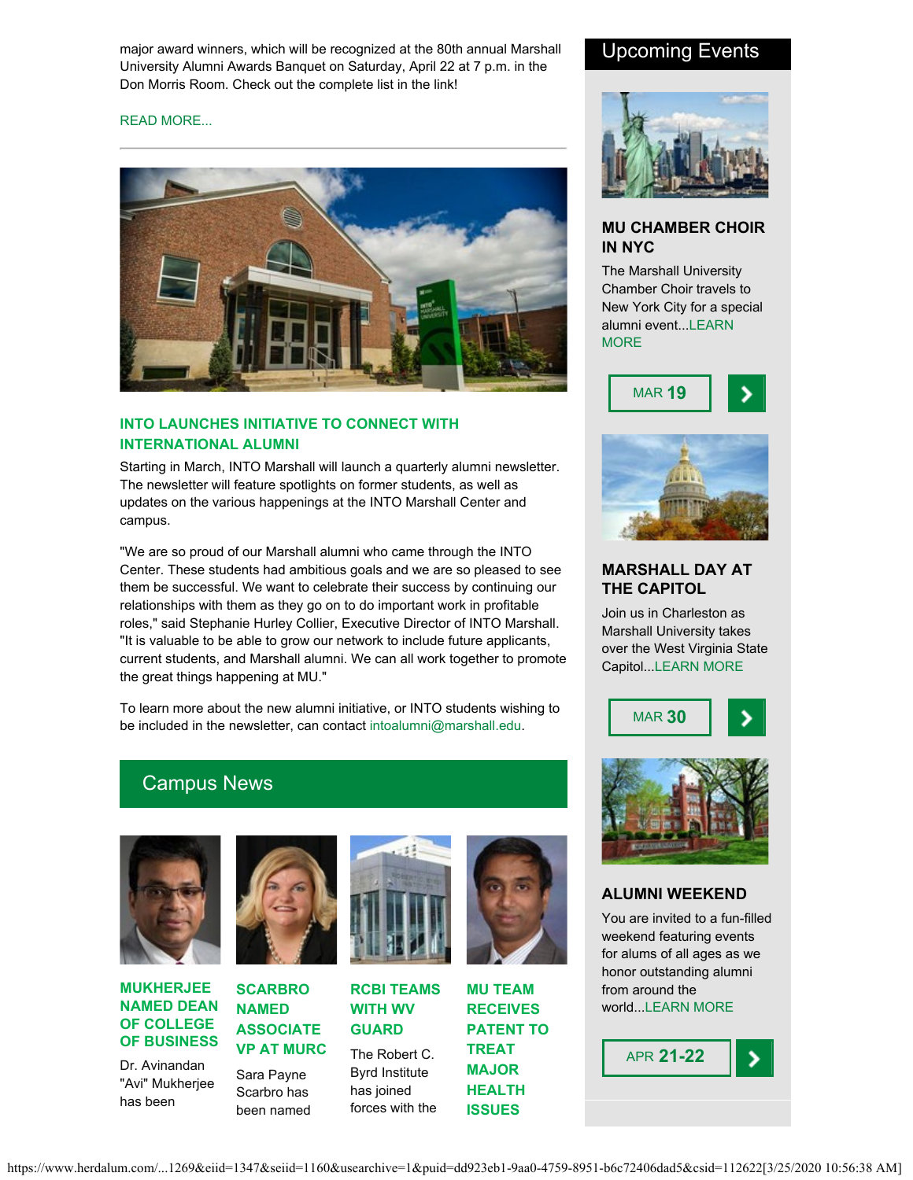major award winners, which will be recognized at the 80th annual Marshall University Alumni Awards Banquet on Saturday, April 22 at 7 p.m. in the Don Morris Room. Check out the complete list in the link!

READ MORE...

### INTO LAUNCHES INITIATIVE TO CONNECT WITH INTERNATIONAL ALUMNI

Starting in March, INTO Marshall will launch a quarterly alumni newsletter. The newsletter will feature spotlights on former students, as well as updates on the various happenings at the INTO Marshall Center and campus.

"We are so proud of our Marshall alumni who came through the INTO Center. These students had ambitious goals and we are so pleased to see them be successful. We want to celebrate their success by continuing our relationships with them as they go on to do important work in profitable roles," said Stephanie Hurley Collier, Executive Director of INTO Marshall. "It is valuable to be able to grow our network to include future applicants, current students, and Marshall alumni. We can all work together to promote the great things happening at MU."

To learn more about the new alumni initiative, or INTO students wishing to be included in the newsletter, can contact intoalumni@marshall.edu.

## Campus News

### MUKHERJEE NAMED DEAN OF COLLEGE OF BUSINESS

Dr. Avinandan "Avi" Mukherjee has been

### SCARBRO NAMED ASSOCIATE VP AT MURC

Sara Payne Scarbro has been named

### RCBI TEAMS WITH WV GUARD

The Robert C. Byrd Institute has joined forces with the

### MU TEAM RECEIVES PATENT TO TREAT MAJOR HEALTH ISSUES

## Upcoming Events

### MU CHAMBER CHOIR IN NYC

The Marshall University Chamber Choir travels to New York City for a special alumni event...LEARN MORE

MAR 19

### MARSHALL DAY AT THE CAPITOL

Join us in Charleston as Marshall University takes over the West Virginia State Capitol...LEARN MORE

MAR 30

### ALUMNI WEEKEND

You are invited to a fun-filled weekend featuring events for alums of all ages as we honor outstanding alumni from around the world...LEARN MORE

APR 21-22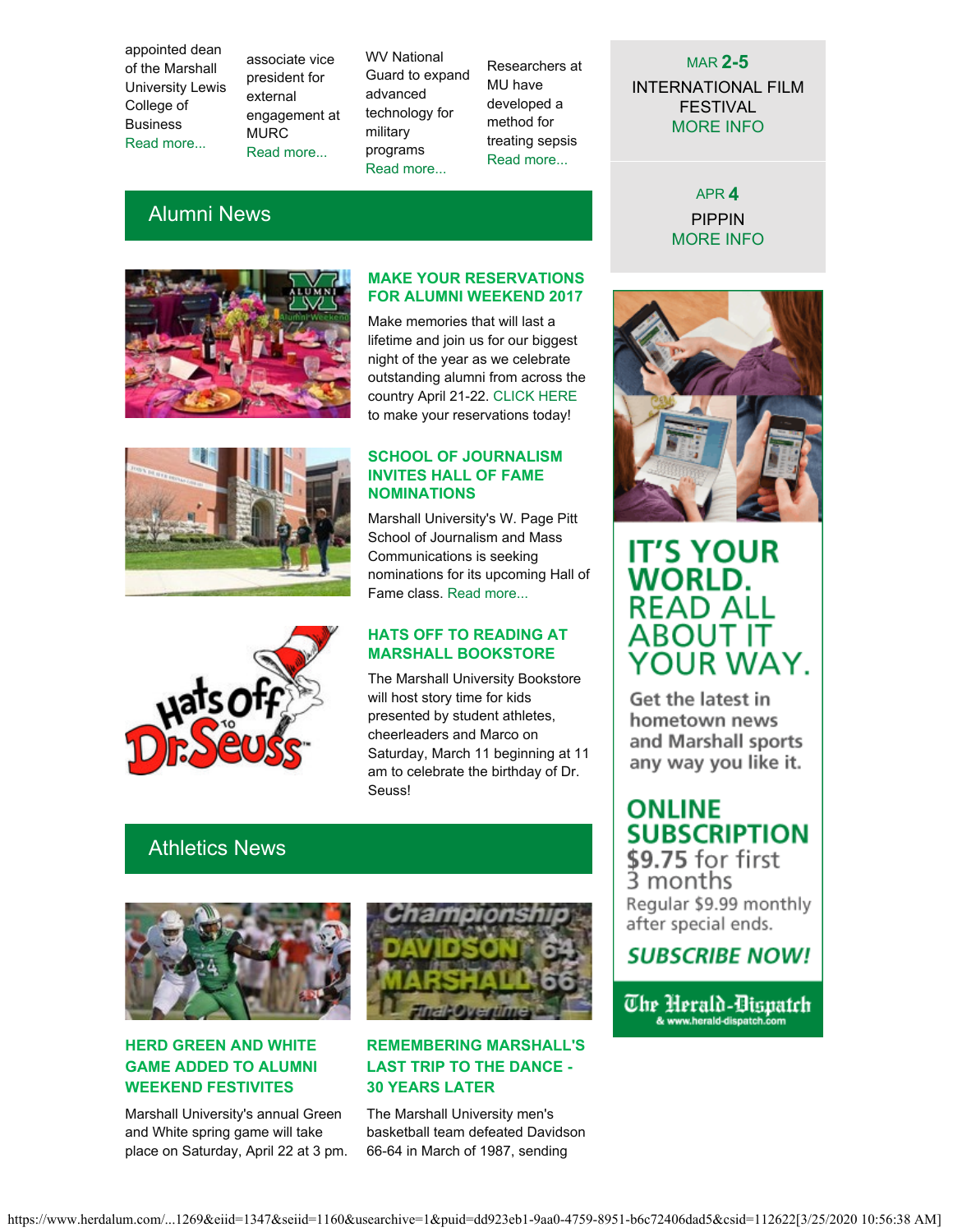appointed dean of the Marshall University Lewis College of Business
Read more...

associate vice president for external engagement at MURC
Read more...

WV National Guard to expand advanced technology for military programs
Read more...

Researchers at MU have developed a method for treating sepsis
Read more...

## Alumni News

### MAKE YOUR RESERVATIONS FOR ALUMNI WEEKEND 2017

Make memories that will last a lifetime and join us for our biggest night of the year as we celebrate outstanding alumni from across the country April 21-22. CLICK HERE to make your reservations today!

### SCHOOL OF JOURNALISM INVITES HALL OF FAME NOMINATIONS

Marshall University's W. Page Pitt School of Journalism and Mass Communications is seeking nominations for its upcoming Hall of Fame class. Read more...

### HATS OFF TO READING AT MARSHALL BOOKSTORE

The Marshall University Bookstore will host story time for kids presented by student athletes, cheerleaders and Marco on Saturday, March 11 beginning at 11 am to celebrate the birthday of Dr. Seuss!

## Athletics News

### HERD GREEN AND WHITE GAME ADDED TO ALUMNI WEEKEND FESTIVITES

Marshall University's annual Green and White spring game will take place on Saturday, April 22 at 3 pm.

### REMEMBERING MARSHALL'S LAST TRIP TO THE DANCE - 30 YEARS LATER

The Marshall University men's basketball team defeated Davidson 66-64 in March of 1987, sending

MAR **2-5**
INTERNATIONAL FILM FESTIVAL
MORE INFO

APR **4**
PIPPIN
MORE INFO

IT'S YOUR WORLD. READ ALL ABOUT IT YOUR WAY.

Get the latest in hometown news and Marshall sports any way you like it.

ONLINE SUBSCRIPTION
$9.75 for first 3 months
Regular $9.99 monthly after special ends.

SUBSCRIBE NOW!

The Herald-Dispatch & www.herald-dispatch.com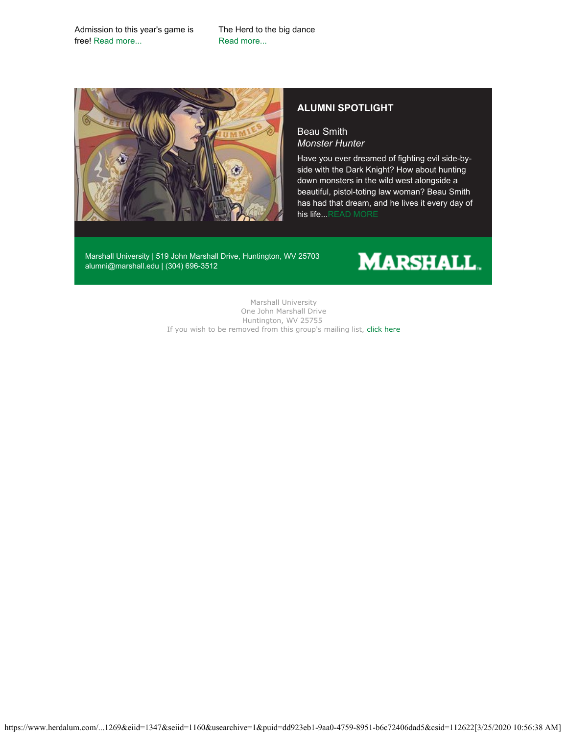Admission to this year's game is free! Read more...

The Herd to the big dance
Read more...

## ALUMNI SPOTLIGHT

Beau Smith
*Monster Hunter*

Have you ever dreamed of fighting evil side-by-side with the Dark Knight? How about hunting down monsters in the wild west alongside a beautiful, pistol-toting law woman? Beau Smith has had that dream, and he lives it every day of his life...READ MORE

Marshall University | 519 John Marshall Drive, Huntington, WV 25703
alumni@marshall.edu | (304) 696-3512

MARSHALL

Marshall University
One John Marshall Drive
Huntington, WV 25755
If you wish to be removed from this group's mailing list, click here